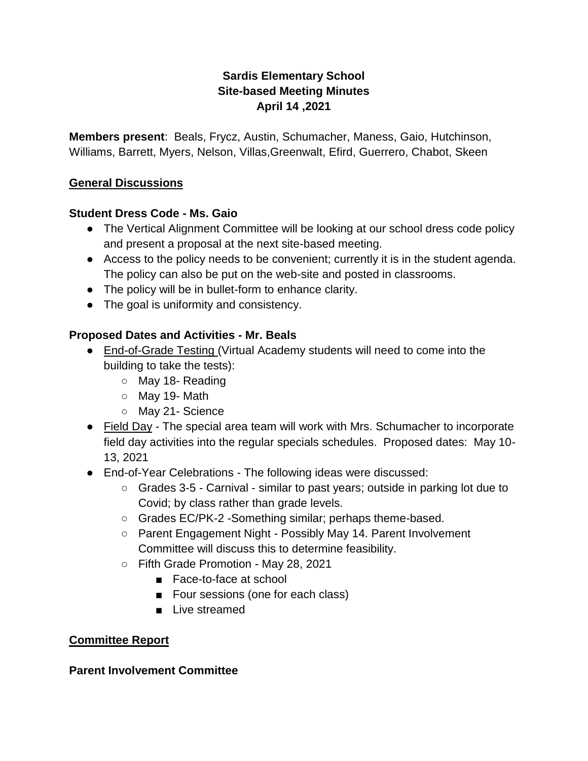**Sardis Elementary School**
**Site-based Meeting Minutes**
**April 14 ,2021**

**Members present**: Beals, Frycz, Austin, Schumacher, Maness, Gaio, Hutchinson, Williams, Barrett, Myers, Nelson, Villas,Greenwalt, Efird, Guerrero, Chabot, Skeen

## General Discussions

### Student Dress Code - Ms. Gaio

- The Vertical Alignment Committee will be looking at our school dress code policy and present a proposal at the next site-based meeting.
- Access to the policy needs to be convenient; currently it is in the student agenda. The policy can also be put on the web-site and posted in classrooms.
- The policy will be in bullet-form to enhance clarity.
- The goal is uniformity and consistency.

### Proposed Dates and Activities - Mr. Beals

- End-of-Grade Testing (Virtual Academy students will need to come into the building to take the tests):
  - May 18- Reading
  - May 19- Math
  - May 21- Science
- Field Day - The special area team will work with Mrs. Schumacher to incorporate field day activities into the regular specials schedules. Proposed dates: May 10-13, 2021
- End-of-Year Celebrations - The following ideas were discussed:
  - Grades 3-5 - Carnival - similar to past years; outside in parking lot due to Covid; by class rather than grade levels.
  - Grades EC/PK-2 -Something similar; perhaps theme-based.
  - Parent Engagement Night - Possibly May 14. Parent Involvement Committee will discuss this to determine feasibility.
  - Fifth Grade Promotion - May 28, 2021
    - Face-to-face at school
    - Four sessions (one for each class)
    - Live streamed

## Committee Report

### Parent Involvement Committee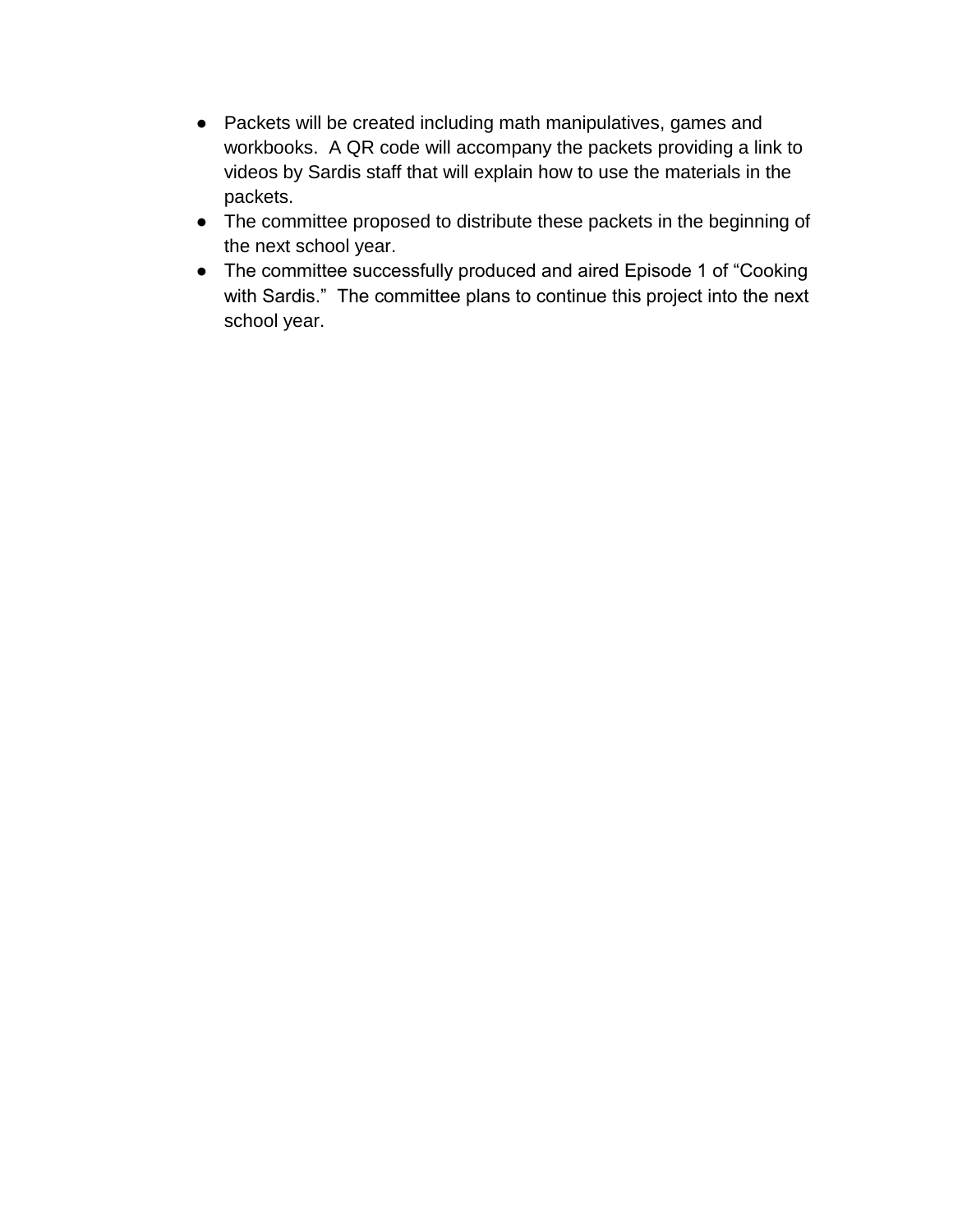- Packets will be created including math manipulatives, games and workbooks. A QR code will accompany the packets providing a link to videos by Sardis staff that will explain how to use the materials in the packets.
- The committee proposed to distribute these packets in the beginning of the next school year.
- The committee successfully produced and aired Episode 1 of "Cooking with Sardis." The committee plans to continue this project into the next school year.